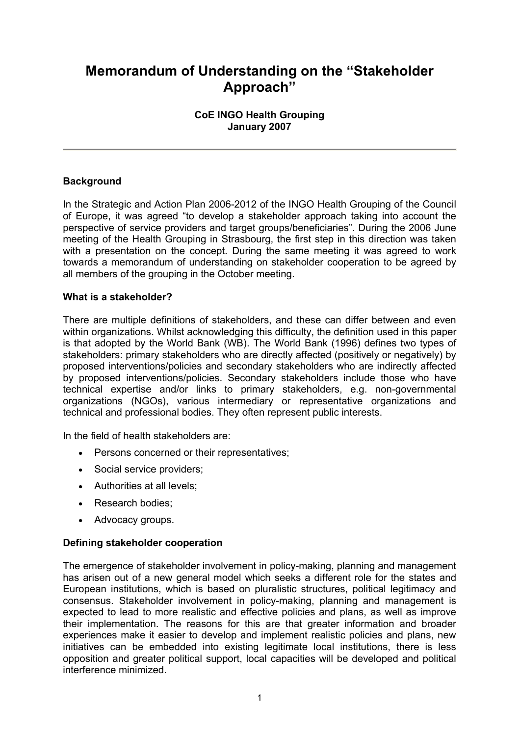# Memorandum of Understanding on the "Stakeholder Approach"

**CoE INGO Health Grouping**
**January 2007**

---

### Background

In the Strategic and Action Plan 2006-2012 of the INGO Health Grouping of the Council of Europe, it was agreed "to develop a stakeholder approach taking into account the perspective of service providers and target groups/beneficiaries". During the 2006 June meeting of the Health Grouping in Strasbourg, the first step in this direction was taken with a presentation on the concept. During the same meeting it was agreed to work towards a memorandum of understanding on stakeholder cooperation to be agreed by all members of the grouping in the October meeting.

### What is a stakeholder?

There are multiple definitions of stakeholders, and these can differ between and even within organizations. Whilst acknowledging this difficulty, the definition used in this paper is that adopted by the World Bank (WB). The World Bank (1996) defines two types of stakeholders: primary stakeholders who are directly affected (positively or negatively) by proposed interventions/policies and secondary stakeholders who are indirectly affected by proposed interventions/policies. Secondary stakeholders include those who have technical expertise and/or links to primary stakeholders, e.g. non-governmental organizations (NGOs), various intermediary or representative organizations and technical and professional bodies. They often represent public interests.

In the field of health stakeholders are:

- Persons concerned or their representatives;
- Social service providers;
- Authorities at all levels;
- Research bodies;
- Advocacy groups.

### Defining stakeholder cooperation

The emergence of stakeholder involvement in policy-making, planning and management has arisen out of a new general model which seeks a different role for the states and European institutions, which is based on pluralistic structures, political legitimacy and consensus. Stakeholder involvement in policy-making, planning and management is expected to lead to more realistic and effective policies and plans, as well as improve their implementation. The reasons for this are that greater information and broader experiences make it easier to develop and implement realistic policies and plans, new initiatives can be embedded into existing legitimate local institutions, there is less opposition and greater political support, local capacities will be developed and political interference minimized.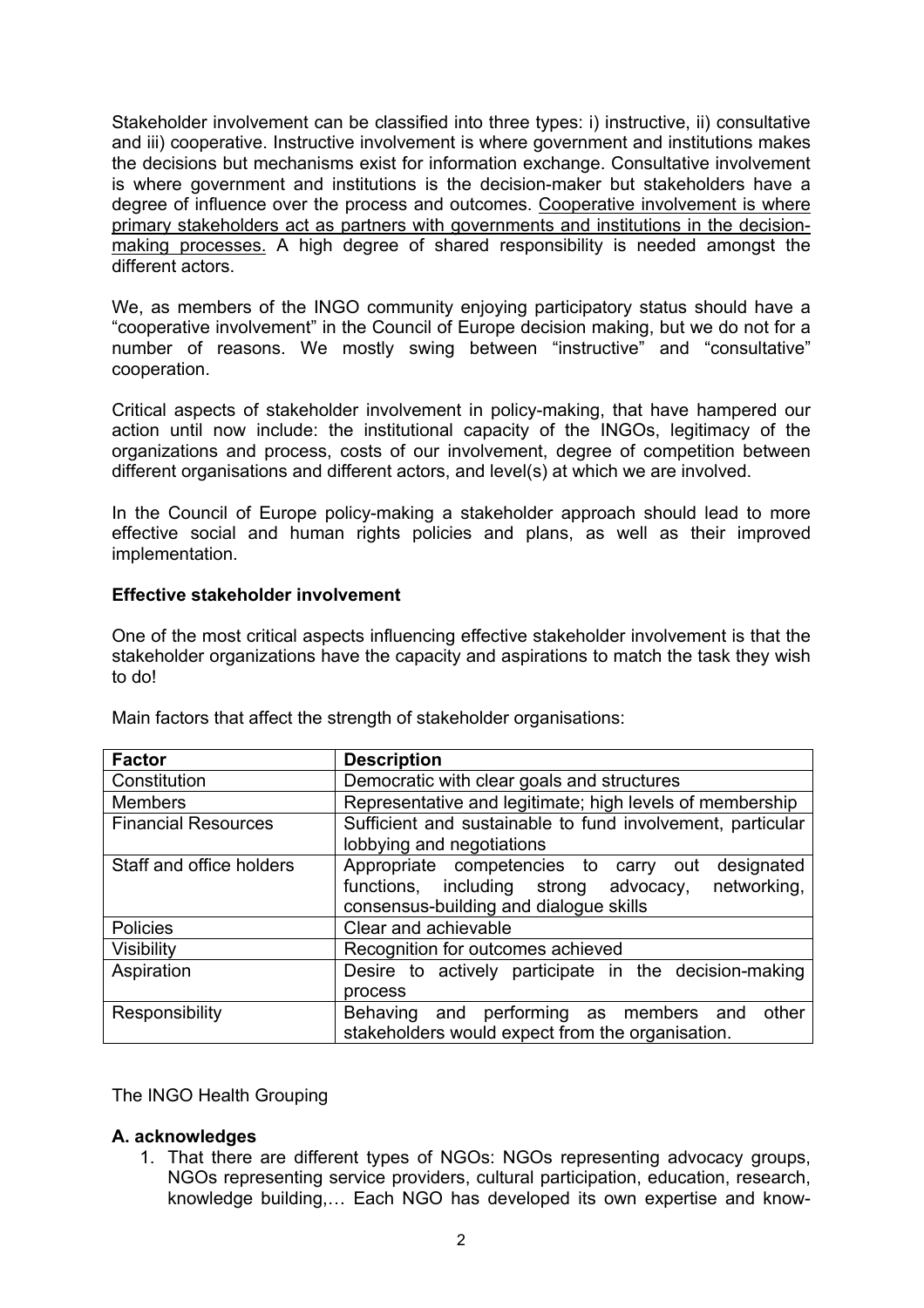Stakeholder involvement can be classified into three types: i) instructive, ii) consultative and iii) cooperative. Instructive involvement is where government and institutions makes the decisions but mechanisms exist for information exchange. Consultative involvement is where government and institutions is the decision-maker but stakeholders have a degree of influence over the process and outcomes. <u>Cooperative involvement is where primary stakeholders act as partners with governments and institutions in the decision-making processes.</u> A high degree of shared responsibility is needed amongst the different actors.

We, as members of the INGO community enjoying participatory status should have a "cooperative involvement" in the Council of Europe decision making, but we do not for a number of reasons. We mostly swing between "instructive" and "consultative" cooperation.

Critical aspects of stakeholder involvement in policy-making, that have hampered our action until now include: the institutional capacity of the INGOs, legitimacy of the organizations and process, costs of our involvement, degree of competition between different organisations and different actors, and level(s) at which we are involved.

In the Council of Europe policy-making a stakeholder approach should lead to more effective social and human rights policies and plans, as well as their improved implementation.

**Effective stakeholder involvement**

One of the most critical aspects influencing effective stakeholder involvement is that the stakeholder organizations have the capacity and aspirations to match the task they wish to do!

Main factors that affect the strength of stakeholder organisations:

| **Factor** | **Description** |
|---|---|
| Constitution | Democratic with clear goals and structures |
| Members | Representative and legitimate; high levels of membership |
| Financial Resources | Sufficient and sustainable to fund involvement, particular lobbying and negotiations |
| Staff and office holders | Appropriate competencies to carry out designated functions, including strong advocacy, networking, consensus-building and dialogue skills |
| Policies | Clear and achievable |
| Visibility | Recognition for outcomes achieved |
| Aspiration | Desire to actively participate in the decision-making process |
| Responsibility | Behaving and performing as members and other stakeholders would expect from the organisation. |

The INGO Health Grouping

**A. acknowledges**

1. That there are different types of NGOs: NGOs representing advocacy groups, NGOs representing service providers, cultural participation, education, research, knowledge building,… Each NGO has developed its own expertise and know-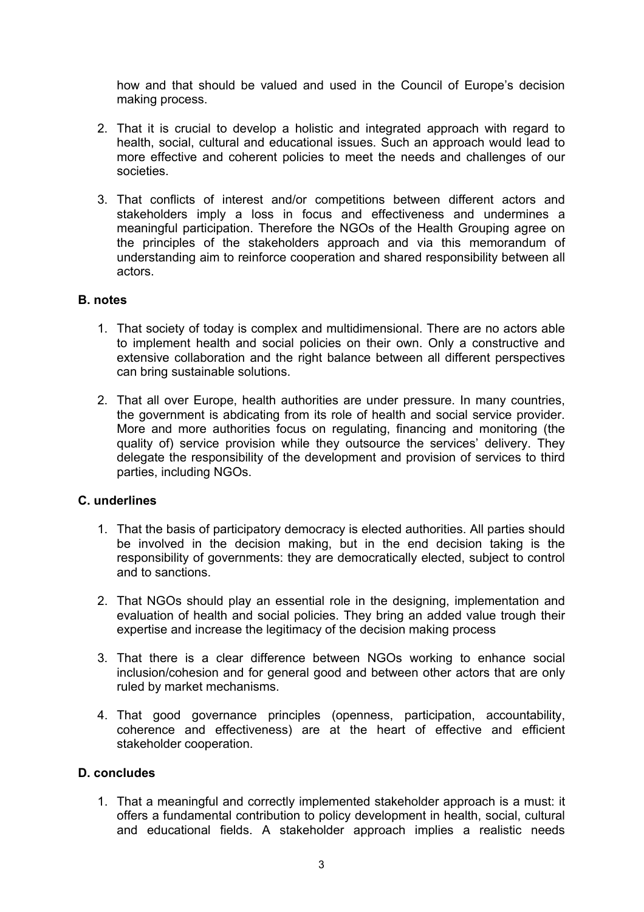how and that should be valued and used in the Council of Europe's decision making process.

2. That it is crucial to develop a holistic and integrated approach with regard to health, social, cultural and educational issues. Such an approach would lead to more effective and coherent policies to meet the needs and challenges of our societies.

3. That conflicts of interest and/or competitions between different actors and stakeholders imply a loss in focus and effectiveness and undermines a meaningful participation. Therefore the NGOs of the Health Grouping agree on the principles of the stakeholders approach and via this memorandum of understanding aim to reinforce cooperation and shared responsibility between all actors.

**B. notes**

1. That society of today is complex and multidimensional. There are no actors able to implement health and social policies on their own. Only a constructive and extensive collaboration and the right balance between all different perspectives can bring sustainable solutions.

2. That all over Europe, health authorities are under pressure. In many countries, the government is abdicating from its role of health and social service provider. More and more authorities focus on regulating, financing and monitoring (the quality of) service provision while they outsource the services' delivery. They delegate the responsibility of the development and provision of services to third parties, including NGOs.

**C. underlines**

1. That the basis of participatory democracy is elected authorities. All parties should be involved in the decision making, but in the end decision taking is the responsibility of governments: they are democratically elected, subject to control and to sanctions.

2. That NGOs should play an essential role in the designing, implementation and evaluation of health and social policies. They bring an added value trough their expertise and increase the legitimacy of the decision making process

3. That there is a clear difference between NGOs working to enhance social inclusion/cohesion and for general good and between other actors that are only ruled by market mechanisms.

4. That good governance principles (openness, participation, accountability, coherence and effectiveness) are at the heart of effective and efficient stakeholder cooperation.

**D. concludes**

1. That a meaningful and correctly implemented stakeholder approach is a must: it offers a fundamental contribution to policy development in health, social, cultural and educational fields. A stakeholder approach implies a realistic needs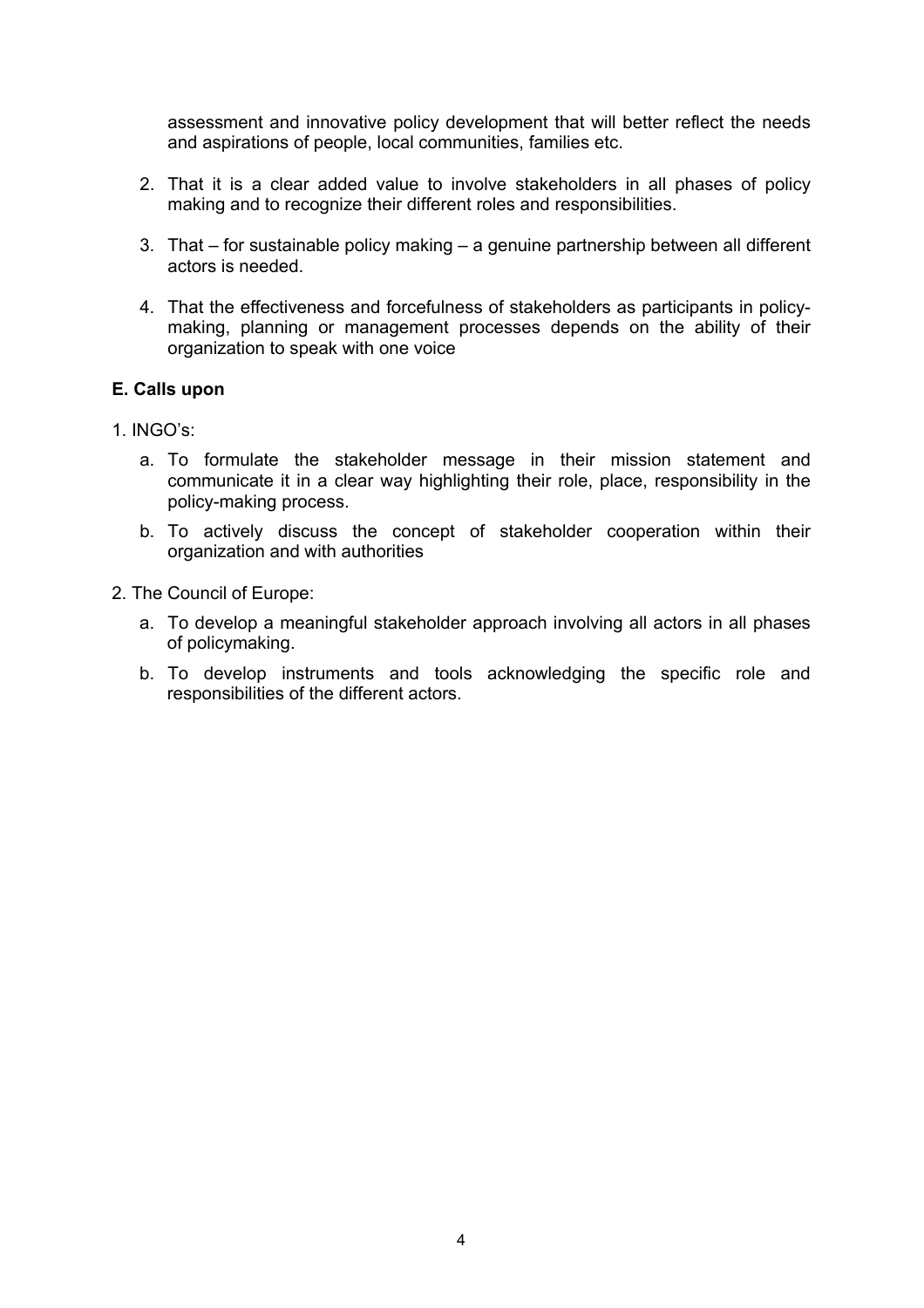assessment and innovative policy development that will better reflect the needs and aspirations of people, local communities, families etc.

2. That it is a clear added value to involve stakeholders in all phases of policy making and to recognize their different roles and responsibilities.

3. That – for sustainable policy making – a genuine partnership between all different actors is needed.

4. That the effectiveness and forcefulness of stakeholders as participants in policy-making, planning or management processes depends on the ability of their organization to speak with one voice

**E. Calls upon**

1. INGO's:
   a. To formulate the stakeholder message in their mission statement and communicate it in a clear way highlighting their role, place, responsibility in the policy-making process.
   b. To actively discuss the concept of stakeholder cooperation within their organization and with authorities

2. The Council of Europe:
   a. To develop a meaningful stakeholder approach involving all actors in all phases of policymaking.
   b. To develop instruments and tools acknowledging the specific role and responsibilities of the different actors.